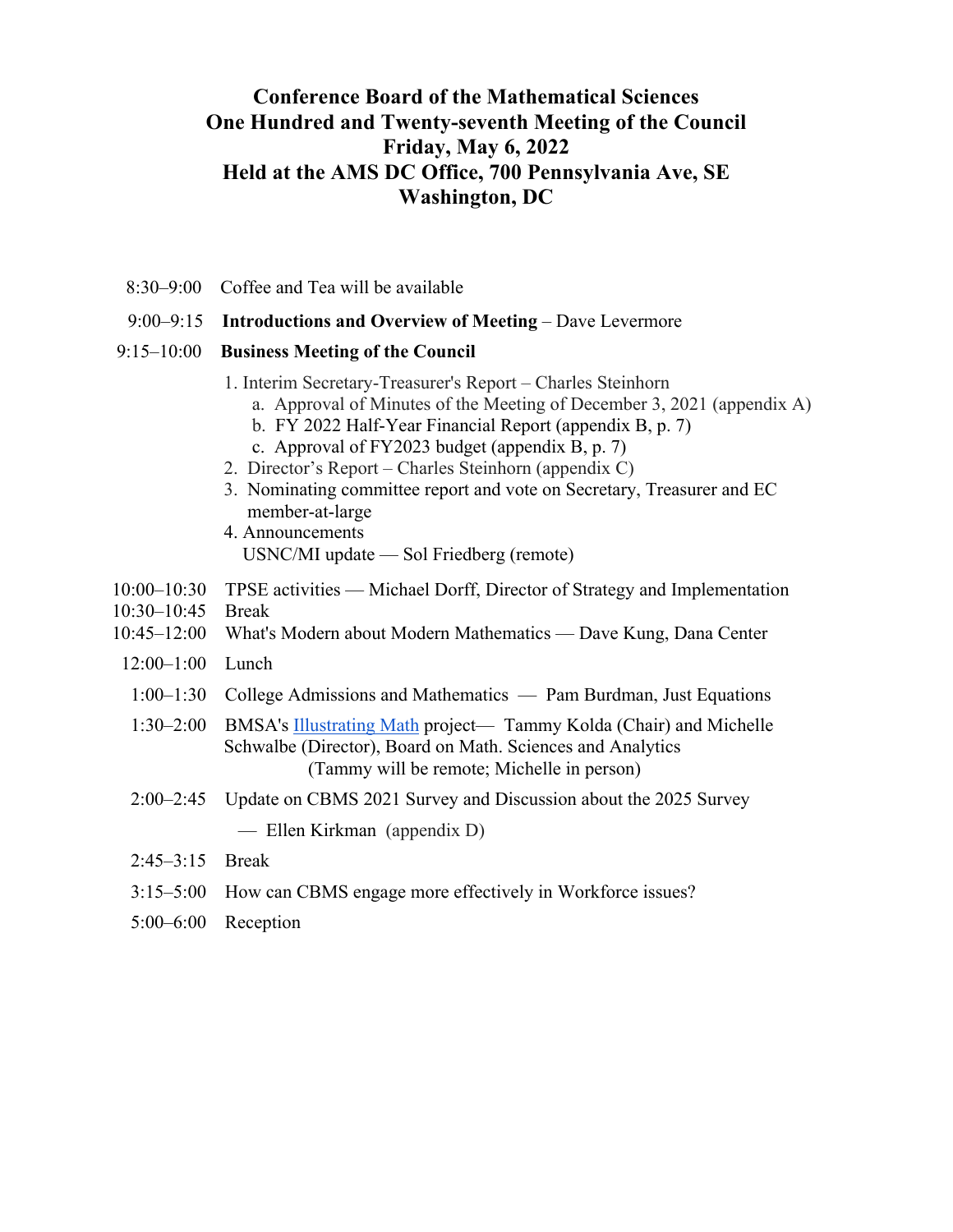# Conference Board of the Mathematical Sciences
# One Hundred and Twenty-seventh Meeting of the Council
# Friday, May 6, 2022
# Held at the AMS DC Office, 700 Pennsylvania Ave, SE
# Washington, DC

8:30–9:00 Coffee and Tea will be available

9:00–9:15 **Introductions and Overview of Meeting** – Dave Levermore

9:15–10:00 **Business Meeting of the Council**

1. Interim Secretary-Treasurer's Report – Charles Steinhorn
   a. Approval of Minutes of the Meeting of December 3, 2021 (appendix A)
   b. FY 2022 Half-Year Financial Report (appendix B, p. 7)
   c. Approval of FY2023 budget (appendix B, p. 7)
2. Director's Report – Charles Steinhorn (appendix C)
3. Nominating committee report and vote on Secretary, Treasurer and EC member-at-large
4. Announcements
   USNC/MI update — Sol Friedberg (remote)

10:00–10:30 TPSE activities — Michael Dorff, Director of Strategy and Implementation

10:30–10:45 Break

10:45–12:00 What's Modern about Modern Mathematics — Dave Kung, Dana Center

12:00–1:00 Lunch

1:00–1:30 College Admissions and Mathematics — Pam Burdman, Just Equations

1:30–2:00 BMSA's Illustrating Math project— Tammy Kolda (Chair) and Michelle Schwalbe (Director), Board on Math. Sciences and Analytics
(Tammy will be remote; Michelle in person)

2:00–2:45 Update on CBMS 2021 Survey and Discussion about the 2025 Survey
— Ellen Kirkman (appendix D)

2:45–3:15 Break

3:15–5:00 How can CBMS engage more effectively in Workforce issues?

5:00–6:00 Reception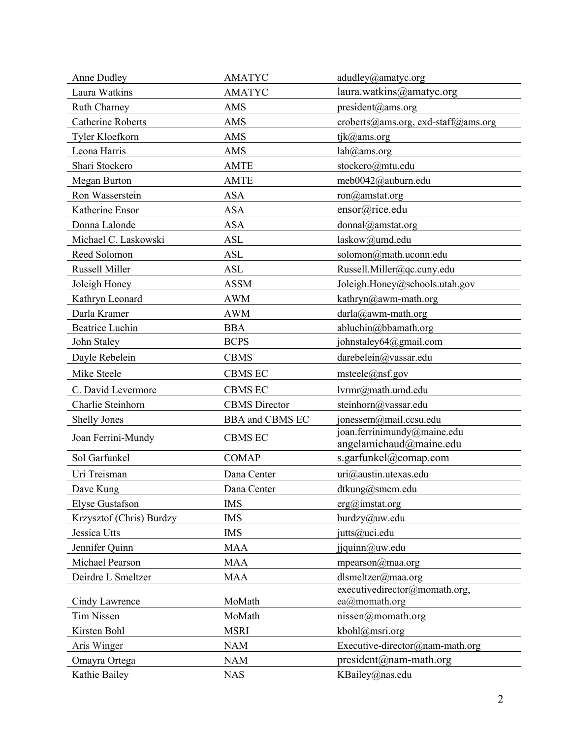| | | |
|---|---|---|
| Anne Dudley | AMATYC | adudley@amatyc.org |
| Laura Watkins | AMATYC | laura.watkins@amatyc.org |
| Ruth Charney | AMS | president@ams.org |
| Catherine Roberts | AMS | croberts@ams.org, exd-staff@ams.org |
| Tyler Kloefkorn | AMS | tjk@ams.org |
| Leona Harris | AMS | lah@ams.org |
| Shari Stockero | AMTE | stockero@mtu.edu |
| Megan Burton | AMTE | meb0042@auburn.edu |
| Ron Wasserstein | ASA | ron@amstat.org |
| Katherine Ensor | ASA | ensor@rice.edu |
| Donna Lalonde | ASA | donnal@amstat.org |
| Michael C. Laskowski | ASL | laskow@umd.edu |
| Reed Solomon | ASL | solomon@math.uconn.edu |
| Russell Miller | ASL | Russell.Miller@qc.cuny.edu |
| Joleigh Honey | ASSM | Joleigh.Honey@schools.utah.gov |
| Kathryn Leonard | AWM | kathryn@awm-math.org |
| Darla Kramer | AWM | darla@awm-math.org |
| Beatrice Luchin | BBA | abluchin@bbamath.org |
| John Staley | BCPS | johnstaley64@gmail.com |
| Dayle Rebelein | CBMS | darebelein@vassar.edu |
| Mike Steele | CBMS EC | msteele@nsf.gov |
| C. David Levermore | CBMS EC | lvrmr@math.umd.edu |
| Charlie Steinhorn | CBMS Director | steinhorn@vassar.edu |
| Shelly Jones | BBA and CBMS EC | jonessem@mail.ccsu.edu |
| Joan Ferrini-Mundy | CBMS EC | joan.ferrinimundy@maine.edu angelamichaud@maine.edu |
| Sol Garfunkel | COMAP | s.garfunkel@comap.com |
| Uri Treisman | Dana Center | uri@austin.utexas.edu |
| Dave Kung | Dana Center | dtkung@smcm.edu |
| Elyse Gustafson | IMS | erg@imstat.org |
| Krzysztof (Chris) Burdzy | IMS | burdzy@uw.edu |
| Jessica Utts | IMS | jutts@uci.edu |
| Jennifer Quinn | MAA | jjquinn@uw.edu |
| Michael Pearson | MAA | mpearson@maa.org |
| Deirdre L Smeltzer | MAA | dlsmeltzer@maa.org |
| Cindy Lawrence | MoMath | executivedirector@momath.org, ea@momath.org |
| Tim Nissen | MoMath | nissen@momath.org |
| Kirsten Bohl | MSRI | kbohl@msri.org |
| Aris Winger | NAM | Executive-director@nam-math.org |
| Omayra Ortega | NAM | president@nam-math.org |
| Kathie Bailey | NAS | KBailey@nas.edu |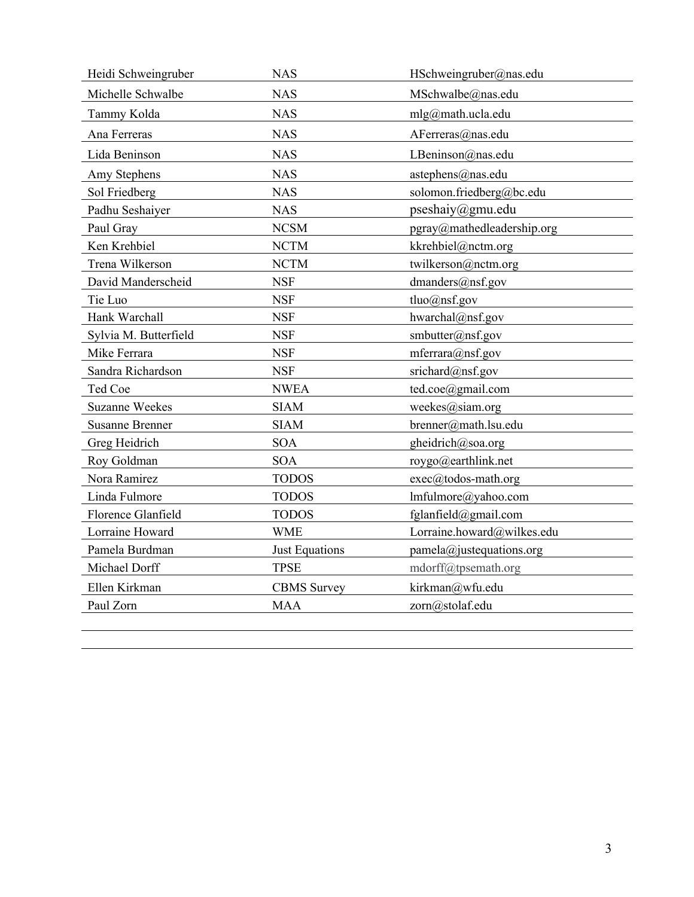| | | |
|---|---|---|
| Heidi Schweingruber | NAS | HSchweingruber@nas.edu |
| Michelle Schwalbe | NAS | MSchwalbe@nas.edu |
| Tammy Kolda | NAS | mlg@math.ucla.edu |
| Ana Ferreras | NAS | AFerreras@nas.edu |
| Lida Beninson | NAS | LBeninson@nas.edu |
| Amy Stephens | NAS | astephens@nas.edu |
| Sol Friedberg | NAS | solomon.friedberg@bc.edu |
| Padhu Seshaiyer | NAS | pseshaiy@gmu.edu |
| Paul Gray | NCSM | pgray@mathedleadership.org |
| Ken Krehbiel | NCTM | kkrehbiel@nctm.org |
| Trena Wilkerson | NCTM | twilkerson@nctm.org |
| David Manderscheid | NSF | dmanders@nsf.gov |
| Tie Luo | NSF | tluo@nsf.gov |
| Hank Warchall | NSF | hwarchal@nsf.gov |
| Sylvia M. Butterfield | NSF | smbutter@nsf.gov |
| Mike Ferrara | NSF | mferrara@nsf.gov |
| Sandra Richardson | NSF | srichard@nsf.gov |
| Ted Coe | NWEA | ted.coe@gmail.com |
| Suzanne Weekes | SIAM | weekes@siam.org |
| Susanne Brenner | SIAM | brenner@math.lsu.edu |
| Greg Heidrich | SOA | gheidrich@soa.org |
| Roy Goldman | SOA | roygo@earthlink.net |
| Nora Ramirez | TODOS | exec@todos-math.org |
| Linda Fulmore | TODOS | lmfulmore@yahoo.com |
| Florence Glanfield | TODOS | fglanfield@gmail.com |
| Lorraine Howard | WME | Lorraine.howard@wilkes.edu |
| Pamela Burdman | Just Equations | pamela@justequations.org |
| Michael Dorff | TPSE | mdorff@tpsemath.org |
| Ellen Kirkman | CBMS Survey | kirkman@wfu.edu |
| Paul Zorn | MAA | zorn@stolaf.edu |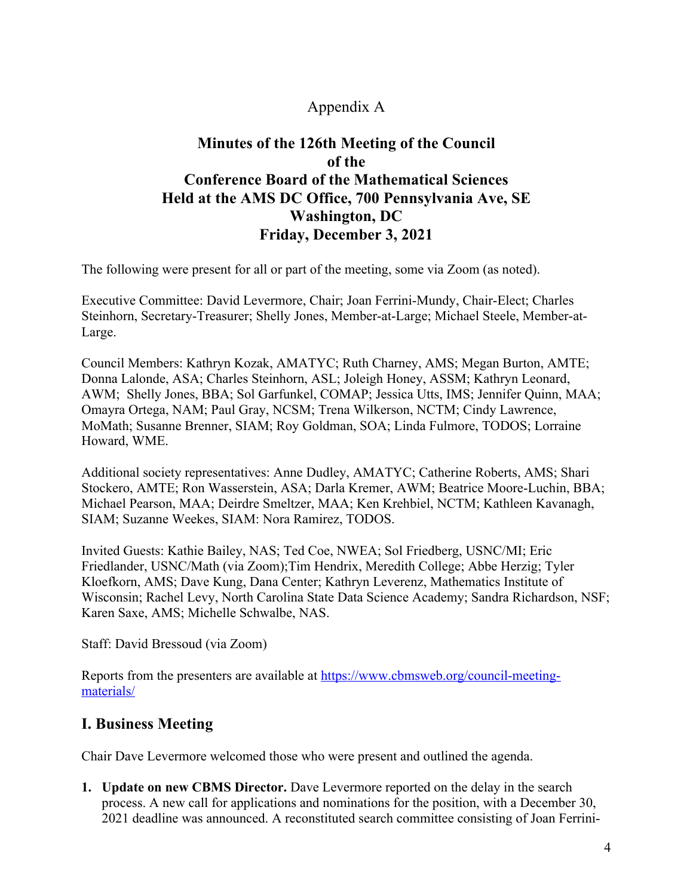Appendix A

# Minutes of the 126th Meeting of the Council of the Conference Board of the Mathematical Sciences Held at the AMS DC Office, 700 Pennsylvania Ave, SE Washington, DC Friday, December 3, 2021

The following were present for all or part of the meeting, some via Zoom (as noted).

Executive Committee: David Levermore, Chair; Joan Ferrini-Mundy, Chair-Elect; Charles Steinhorn, Secretary-Treasurer; Shelly Jones, Member-at-Large; Michael Steele, Member-at-Large.

Council Members: Kathryn Kozak, AMATYC; Ruth Charney, AMS; Megan Burton, AMTE; Donna Lalonde, ASA; Charles Steinhorn, ASL; Joleigh Honey, ASSM; Kathryn Leonard, AWM; Shelly Jones, BBA; Sol Garfunkel, COMAP; Jessica Utts, IMS; Jennifer Quinn, MAA; Omayra Ortega, NAM; Paul Gray, NCSM; Trena Wilkerson, NCTM; Cindy Lawrence, MoMath; Susanne Brenner, SIAM; Roy Goldman, SOA; Linda Fulmore, TODOS; Lorraine Howard, WME.

Additional society representatives: Anne Dudley, AMATYC; Catherine Roberts, AMS; Shari Stockero, AMTE; Ron Wasserstein, ASA; Darla Kremer, AWM; Beatrice Moore-Luchin, BBA; Michael Pearson, MAA; Deirdre Smeltzer, MAA; Ken Krehbiel, NCTM; Kathleen Kavanagh, SIAM; Suzanne Weekes, SIAM: Nora Ramirez, TODOS.

Invited Guests: Kathie Bailey, NAS; Ted Coe, NWEA; Sol Friedberg, USNC/MI; Eric Friedlander, USNC/Math (via Zoom);Tim Hendrix, Meredith College; Abbe Herzig; Tyler Kloefkorn, AMS; Dave Kung, Dana Center; Kathryn Leverenz, Mathematics Institute of Wisconsin; Rachel Levy, North Carolina State Data Science Academy; Sandra Richardson, NSF; Karen Saxe, AMS; Michelle Schwalbe, NAS.

Staff: David Bressoud (via Zoom)

Reports from the presenters are available at [https://www.cbmsweb.org/council-meeting-materials/](https://www.cbmsweb.org/council-meeting-materials/)

## I. Business Meeting

Chair Dave Levermore welcomed those who were present and outlined the agenda.

1. **Update on new CBMS Director.** Dave Levermore reported on the delay in the search process. A new call for applications and nominations for the position, with a December 30, 2021 deadline was announced. A reconstituted search committee consisting of Joan Ferrini-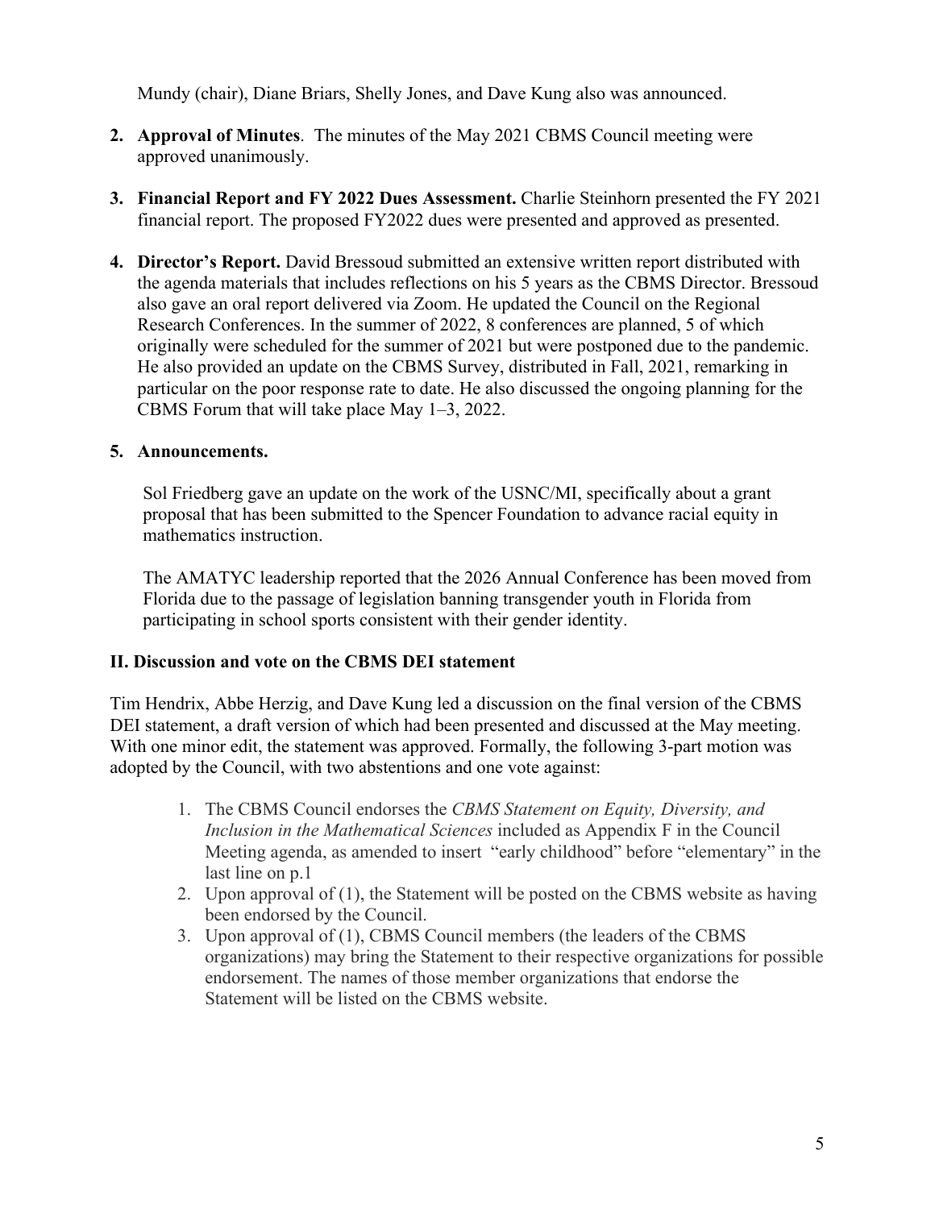Mundy (chair), Diane Briars, Shelly Jones, and Dave Kung also was announced.

2. **Approval of Minutes**. The minutes of the May 2021 CBMS Council meeting were approved unanimously.

3. **Financial Report and FY 2022 Dues Assessment.** Charlie Steinhorn presented the FY 2021 financial report. The proposed FY2022 dues were presented and approved as presented.

4. **Director's Report.** David Bressoud submitted an extensive written report distributed with the agenda materials that includes reflections on his 5 years as the CBMS Director. Bressoud also gave an oral report delivered via Zoom. He updated the Council on the Regional Research Conferences. In the summer of 2022, 8 conferences are planned, 5 of which originally were scheduled for the summer of 2021 but were postponed due to the pandemic. He also provided an update on the CBMS Survey, distributed in Fall, 2021, remarking in particular on the poor response rate to date. He also discussed the ongoing planning for the CBMS Forum that will take place May 1–3, 2022.

5. **Announcements.**

   Sol Friedberg gave an update on the work of the USNC/MI, specifically about a grant proposal that has been submitted to the Spencer Foundation to advance racial equity in mathematics instruction.

   The AMATYC leadership reported that the 2026 Annual Conference has been moved from Florida due to the passage of legislation banning transgender youth in Florida from participating in school sports consistent with their gender identity.

## II. Discussion and vote on the CBMS DEI statement

Tim Hendrix, Abbe Herzig, and Dave Kung led a discussion on the final version of the CBMS DEI statement, a draft version of which had been presented and discussed at the May meeting. With one minor edit, the statement was approved. Formally, the following 3-part motion was adopted by the Council, with two abstentions and one vote against:

1. The CBMS Council endorses the *CBMS Statement on Equity, Diversity, and Inclusion in the Mathematical Sciences* included as Appendix F in the Council Meeting agenda, as amended to insert "early childhood" before "elementary" in the last line on p.1
2. Upon approval of (1), the Statement will be posted on the CBMS website as having been endorsed by the Council.
3. Upon approval of (1), CBMS Council members (the leaders of the CBMS organizations) may bring the Statement to their respective organizations for possible endorsement. The names of those member organizations that endorse the Statement will be listed on the CBMS website.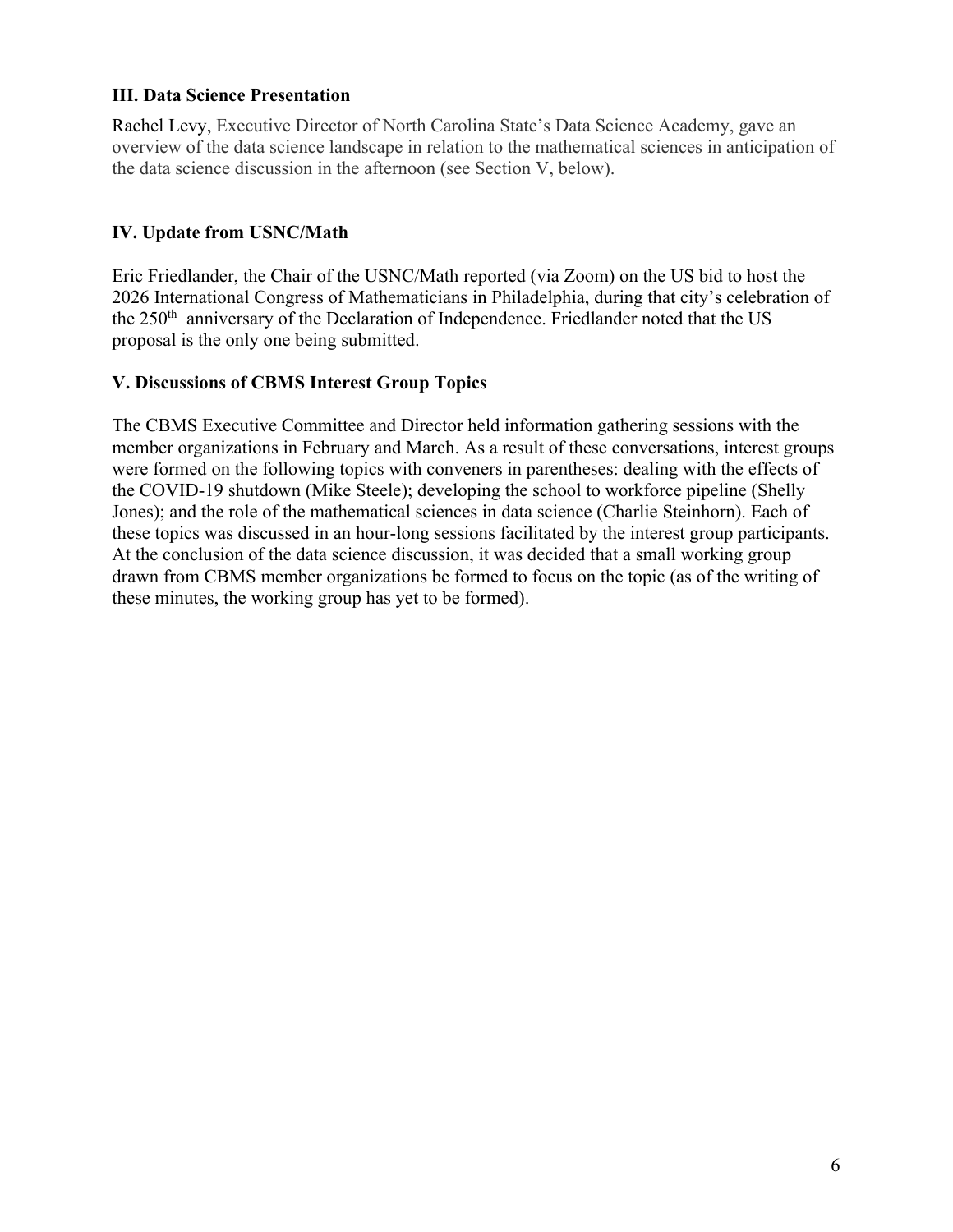### III. Data Science Presentation

Rachel Levy, Executive Director of North Carolina State's Data Science Academy, gave an overview of the data science landscape in relation to the mathematical sciences in anticipation of the data science discussion in the afternoon (see Section V, below).

### IV. Update from USNC/Math

Eric Friedlander, the Chair of the USNC/Math reported (via Zoom) on the US bid to host the 2026 International Congress of Mathematicians in Philadelphia, during that city's celebration of the 250th anniversary of the Declaration of Independence. Friedlander noted that the US proposal is the only one being submitted.

### V. Discussions of CBMS Interest Group Topics

The CBMS Executive Committee and Director held information gathering sessions with the member organizations in February and March. As a result of these conversations, interest groups were formed on the following topics with conveners in parentheses: dealing with the effects of the COVID-19 shutdown (Mike Steele); developing the school to workforce pipeline (Shelly Jones); and the role of the mathematical sciences in data science (Charlie Steinhorn). Each of these topics was discussed in an hour-long sessions facilitated by the interest group participants. At the conclusion of the data science discussion, it was decided that a small working group drawn from CBMS member organizations be formed to focus on the topic (as of the writing of these minutes, the working group has yet to be formed).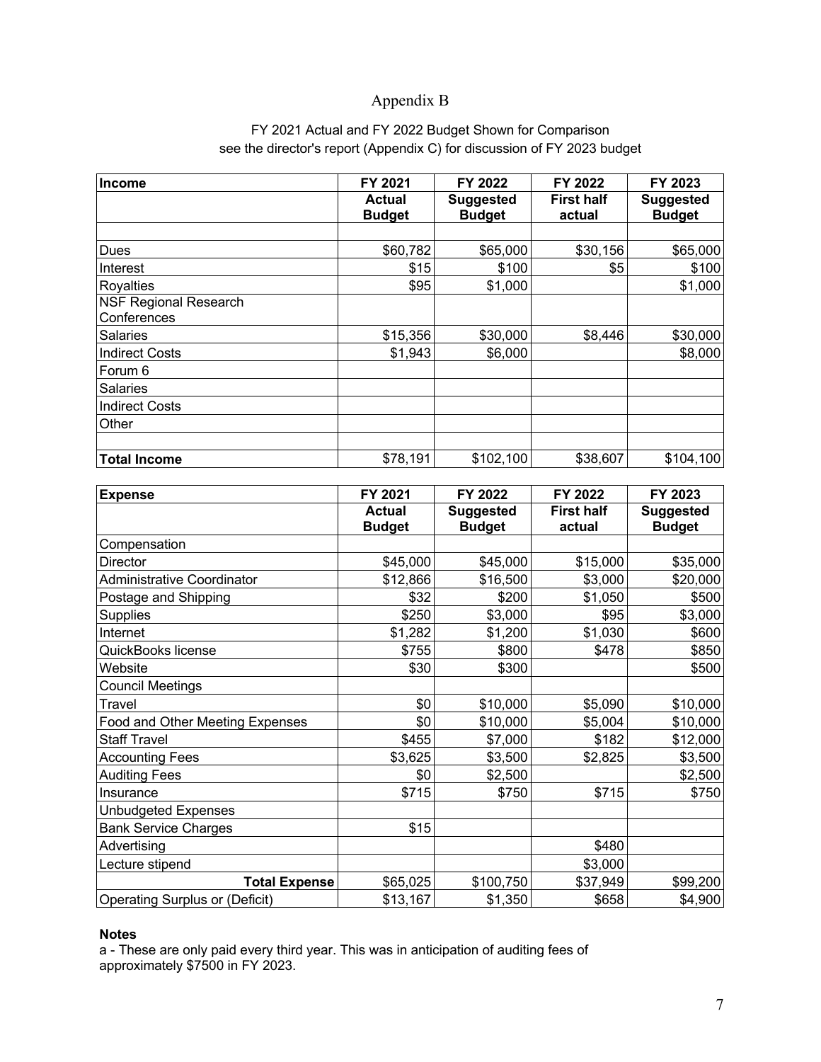# Appendix B

FY 2021 Actual and FY 2022 Budget Shown for Comparison
see the director's report (Appendix C) for discussion of FY 2023 budget

| **Income** | **FY 2021 Actual Budget** | **FY 2022 Suggested Budget** | **FY 2022 First half actual** | **FY 2023 Suggested Budget** |
|---|---|---|---|---|
| | | | | |
| Dues | $60,782 | $65,000 | $30,156 | $65,000 |
| Interest | $15 | $100 | $5 | $100 |
| Royalties | $95 | $1,000 | | $1,000 |
| NSF Regional Research Conferences | | | | |
| Salaries | $15,356 | $30,000 | $8,446 | $30,000 |
| Indirect Costs | $1,943 | $6,000 | | $8,000 |
| Forum 6 | | | | |
| Salaries | | | | |
| Indirect Costs | | | | |
| Other | | | | |
| | | | | |
| **Total Income** | $78,191 | $102,100 | $38,607 | $104,100 |

| **Expense** | **FY 2021 Actual Budget** | **FY 2022 Suggested Budget** | **FY 2022 First half actual** | **FY 2023 Suggested Budget** |
|---|---|---|---|---|
| Compensation | | | | |
| Director | $45,000 | $45,000 | $15,000 | $35,000 |
| Administrative Coordinator | $12,866 | $16,500 | $3,000 | $20,000 |
| Postage and Shipping | $32 | $200 | $1,050 | $500 |
| Supplies | $250 | $3,000 | $95 | $3,000 |
| Internet | $1,282 | $1,200 | $1,030 | $600 |
| QuickBooks license | $755 | $800 | $478 | $850 |
| Website | $30 | $300 | | $500 |
| Council Meetings | | | | |
| Travel | $0 | $10,000 | $5,090 | $10,000 |
| Food and Other Meeting Expenses | $0 | $10,000 | $5,004 | $10,000 |
| Staff Travel | $455 | $7,000 | $182 | $12,000 |
| Accounting Fees | $3,625 | $3,500 | $2,825 | $3,500 |
| Auditing Fees | $0 | $2,500 | | $2,500 |
| Insurance | $715 | $750 | $715 | $750 |
| Unbudgeted Expenses | | | | |
| Bank Service Charges | $15 | | | |
| Advertising | | | $480 | |
| Lecture stipend | | | $3,000 | |
| **Total Expense** | $65,025 | $100,750 | $37,949 | $99,200 |
| Operating Surplus or (Deficit) | $13,167 | $1,350 | $658 | $4,900 |

**Notes**

a - These are only paid every third year. This was in anticipation of auditing fees of approximately $7500 in FY 2023.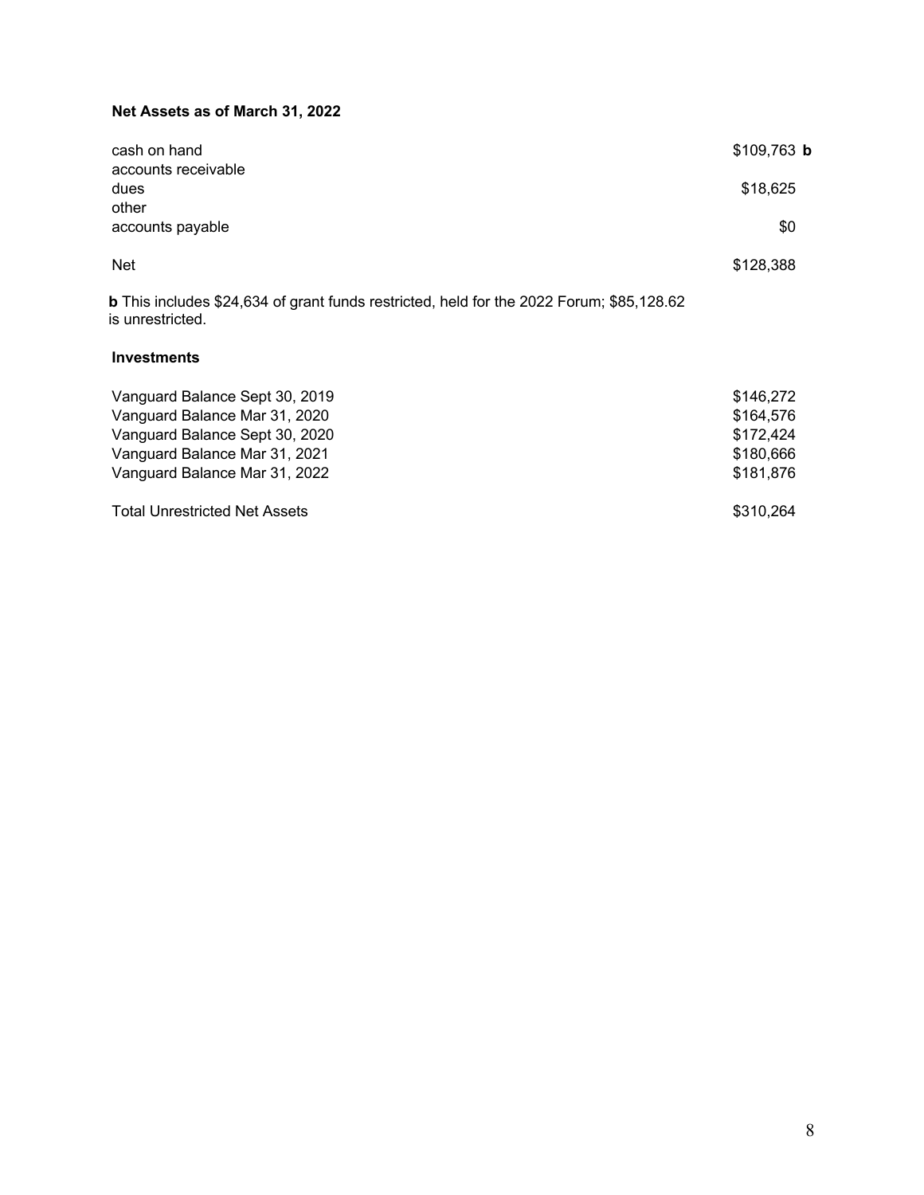**Net Assets as of March 31, 2022**

| | |
|---|---|
| cash on hand | $109,763 **b** |
| accounts receivable | |
| dues | $18,625 |
| other | |
| accounts payable | $0 |
| Net | $128,388 |

**b** This includes $24,634 of grant funds restricted, held for the 2022 Forum; $85,128.62 is unrestricted.

**Investments**

| | |
|---|---|
| Vanguard Balance Sept 30, 2019 | $146,272 |
| Vanguard Balance Mar 31, 2020 | $164,576 |
| Vanguard Balance Sept 30, 2020 | $172,424 |
| Vanguard Balance Mar 31, 2021 | $180,666 |
| Vanguard Balance Mar 31, 2022 | $181,876 |
| Total Unrestricted Net Assets | $310,264 |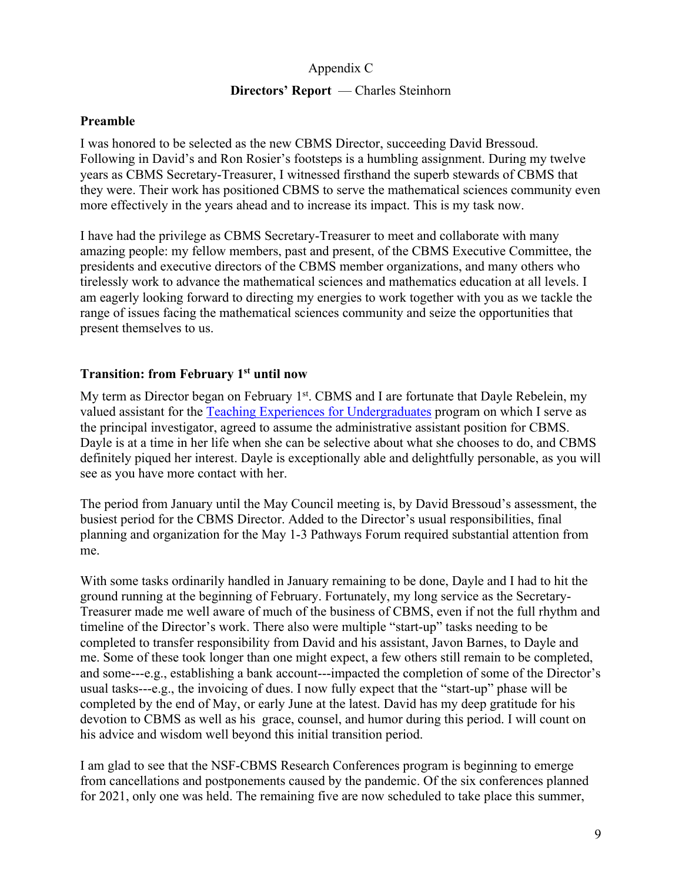Appendix C

**Directors' Report** — Charles Steinhorn

**Preamble**

I was honored to be selected as the new CBMS Director, succeeding David Bressoud. Following in David's and Ron Rosier's footsteps is a humbling assignment. During my twelve years as CBMS Secretary-Treasurer, I witnessed firsthand the superb stewards of CBMS that they were. Their work has positioned CBMS to serve the mathematical sciences community even more effectively in the years ahead and to increase its impact. This is my task now.

I have had the privilege as CBMS Secretary-Treasurer to meet and collaborate with many amazing people: my fellow members, past and present, of the CBMS Executive Committee, the presidents and executive directors of the CBMS member organizations, and many others who tirelessly work to advance the mathematical sciences and mathematics education at all levels. I am eagerly looking forward to directing my energies to work together with you as we tackle the range of issues facing the mathematical sciences community and seize the opportunities that present themselves to us.

**Transition: from February 1st until now**

My term as Director began on February 1st. CBMS and I are fortunate that Dayle Rebelein, my valued assistant for the [Teaching Experiences for Undergraduates]() program on which I serve as the principal investigator, agreed to assume the administrative assistant position for CBMS. Dayle is at a time in her life when she can be selective about what she chooses to do, and CBMS definitely piqued her interest. Dayle is exceptionally able and delightfully personable, as you will see as you have more contact with her.

The period from January until the May Council meeting is, by David Bressoud's assessment, the busiest period for the CBMS Director. Added to the Director's usual responsibilities, final planning and organization for the May 1-3 Pathways Forum required substantial attention from me.

With some tasks ordinarily handled in January remaining to be done, Dayle and I had to hit the ground running at the beginning of February. Fortunately, my long service as the Secretary-Treasurer made me well aware of much of the business of CBMS, even if not the full rhythm and timeline of the Director's work. There also were multiple "start-up" tasks needing to be completed to transfer responsibility from David and his assistant, Javon Barnes, to Dayle and me. Some of these took longer than one might expect, a few others still remain to be completed, and some---e.g., establishing a bank account---impacted the completion of some of the Director's usual tasks---e.g., the invoicing of dues. I now fully expect that the "start-up" phase will be completed by the end of May, or early June at the latest. David has my deep gratitude for his devotion to CBMS as well as his grace, counsel, and humor during this period. I will count on his advice and wisdom well beyond this initial transition period.

I am glad to see that the NSF-CBMS Research Conferences program is beginning to emerge from cancellations and postponements caused by the pandemic. Of the six conferences planned for 2021, only one was held. The remaining five are now scheduled to take place this summer,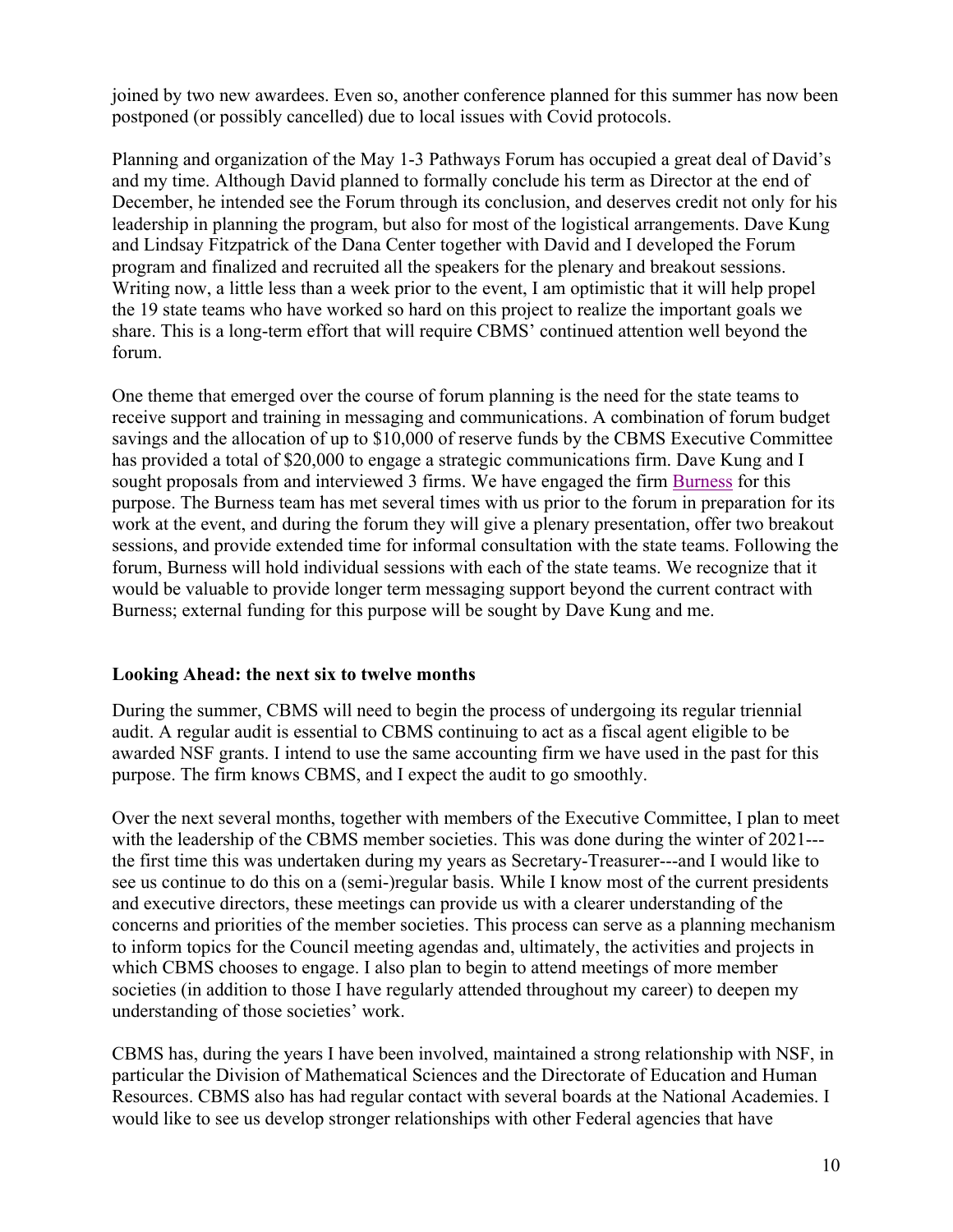joined by two new awardees. Even so, another conference planned for this summer has now been postponed (or possibly cancelled) due to local issues with Covid protocols.

Planning and organization of the May 1-3 Pathways Forum has occupied a great deal of David's and my time. Although David planned to formally conclude his term as Director at the end of December, he intended see the Forum through its conclusion, and deserves credit not only for his leadership in planning the program, but also for most of the logistical arrangements. Dave Kung and Lindsay Fitzpatrick of the Dana Center together with David and I developed the Forum program and finalized and recruited all the speakers for the plenary and breakout sessions. Writing now, a little less than a week prior to the event, I am optimistic that it will help propel the 19 state teams who have worked so hard on this project to realize the important goals we share. This is a long-term effort that will require CBMS' continued attention well beyond the forum.

One theme that emerged over the course of forum planning is the need for the state teams to receive support and training in messaging and communications. A combination of forum budget savings and the allocation of up to $10,000 of reserve funds by the CBMS Executive Committee has provided a total of $20,000 to engage a strategic communications firm. Dave Kung and I sought proposals from and interviewed 3 firms. We have engaged the firm Burness for this purpose. The Burness team has met several times with us prior to the forum in preparation for its work at the event, and during the forum they will give a plenary presentation, offer two breakout sessions, and provide extended time for informal consultation with the state teams. Following the forum, Burness will hold individual sessions with each of the state teams. We recognize that it would be valuable to provide longer term messaging support beyond the current contract with Burness; external funding for this purpose will be sought by Dave Kung and me.

**Looking Ahead: the next six to twelve months**

During the summer, CBMS will need to begin the process of undergoing its regular triennial audit. A regular audit is essential to CBMS continuing to act as a fiscal agent eligible to be awarded NSF grants. I intend to use the same accounting firm we have used in the past for this purpose. The firm knows CBMS, and I expect the audit to go smoothly.

Over the next several months, together with members of the Executive Committee, I plan to meet with the leadership of the CBMS member societies. This was done during the winter of 2021---the first time this was undertaken during my years as Secretary-Treasurer---and I would like to see us continue to do this on a (semi-)regular basis. While I know most of the current presidents and executive directors, these meetings can provide us with a clearer understanding of the concerns and priorities of the member societies. This process can serve as a planning mechanism to inform topics for the Council meeting agendas and, ultimately, the activities and projects in which CBMS chooses to engage. I also plan to begin to attend meetings of more member societies (in addition to those I have regularly attended throughout my career) to deepen my understanding of those societies' work.

CBMS has, during the years I have been involved, maintained a strong relationship with NSF, in particular the Division of Mathematical Sciences and the Directorate of Education and Human Resources. CBMS also has had regular contact with several boards at the National Academies. I would like to see us develop stronger relationships with other Federal agencies that have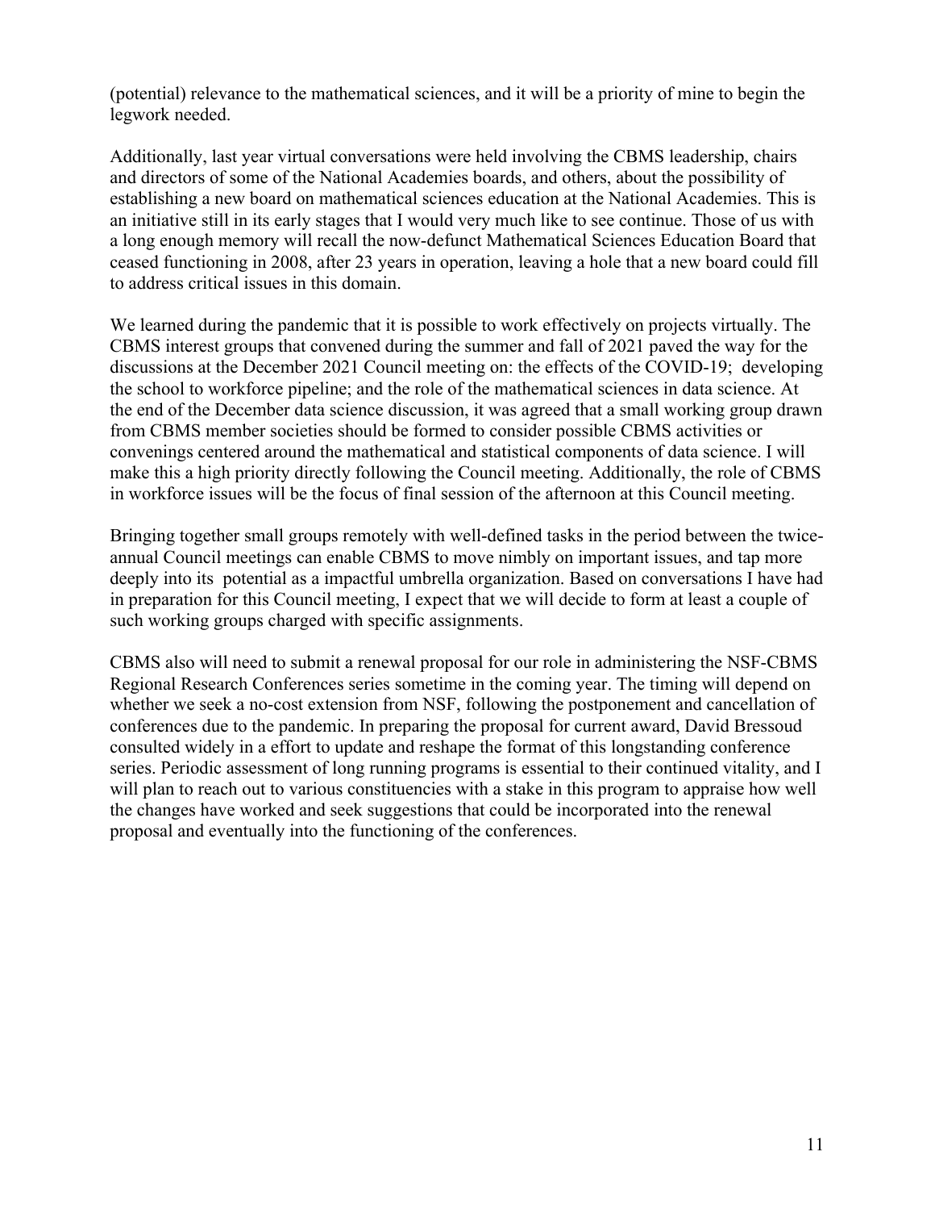(potential) relevance to the mathematical sciences, and it will be a priority of mine to begin the legwork needed.

Additionally, last year virtual conversations were held involving the CBMS leadership, chairs and directors of some of the National Academies boards, and others, about the possibility of establishing a new board on mathematical sciences education at the National Academies. This is an initiative still in its early stages that I would very much like to see continue. Those of us with a long enough memory will recall the now-defunct Mathematical Sciences Education Board that ceased functioning in 2008, after 23 years in operation, leaving a hole that a new board could fill to address critical issues in this domain.

We learned during the pandemic that it is possible to work effectively on projects virtually. The CBMS interest groups that convened during the summer and fall of 2021 paved the way for the discussions at the December 2021 Council meeting on: the effects of the COVID-19; developing the school to workforce pipeline; and the role of the mathematical sciences in data science. At the end of the December data science discussion, it was agreed that a small working group drawn from CBMS member societies should be formed to consider possible CBMS activities or convenings centered around the mathematical and statistical components of data science. I will make this a high priority directly following the Council meeting. Additionally, the role of CBMS in workforce issues will be the focus of final session of the afternoon at this Council meeting.

Bringing together small groups remotely with well-defined tasks in the period between the twice-annual Council meetings can enable CBMS to move nimbly on important issues, and tap more deeply into its potential as a impactful umbrella organization. Based on conversations I have had in preparation for this Council meeting, I expect that we will decide to form at least a couple of such working groups charged with specific assignments.

CBMS also will need to submit a renewal proposal for our role in administering the NSF-CBMS Regional Research Conferences series sometime in the coming year. The timing will depend on whether we seek a no-cost extension from NSF, following the postponement and cancellation of conferences due to the pandemic. In preparing the proposal for current award, David Bressoud consulted widely in a effort to update and reshape the format of this longstanding conference series. Periodic assessment of long running programs is essential to their continued vitality, and I will plan to reach out to various constituencies with a stake in this program to appraise how well the changes have worked and seek suggestions that could be incorporated into the renewal proposal and eventually into the functioning of the conferences.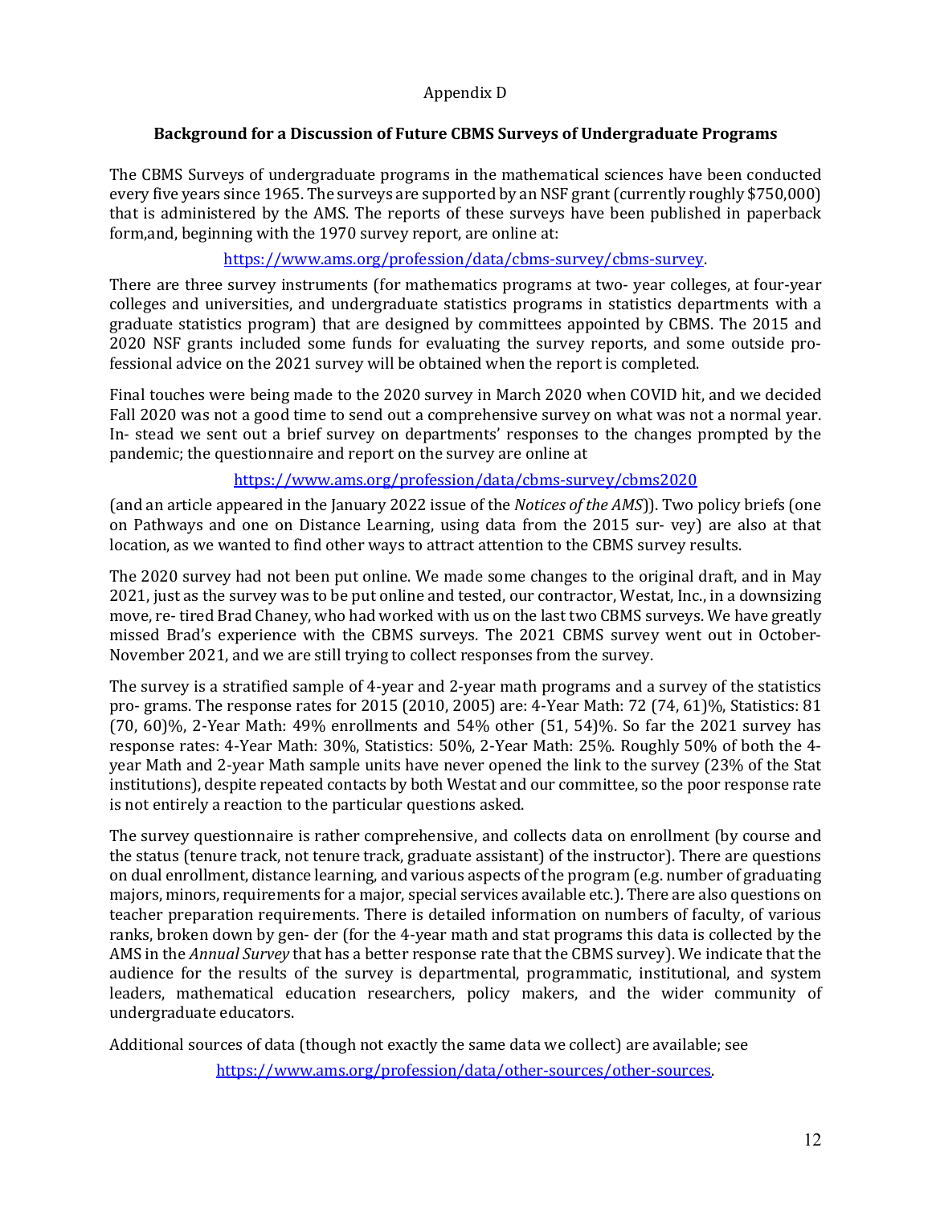Appendix D

**Background for a Discussion of Future CBMS Surveys of Undergraduate Programs**

The CBMS Surveys of undergraduate programs in the mathematical sciences have been conducted every five years since 1965. The surveys are supported by an NSF grant (currently roughly $750,000) that is administered by the AMS. The reports of these surveys have been published in paperback form,and, beginning with the 1970 survey report, are online at:

https://www.ams.org/profession/data/cbms-survey/cbms-survey.

There are three survey instruments (for mathematics programs at two- year colleges, at four-year colleges and universities, and undergraduate statistics programs in statistics departments with a graduate statistics program) that are designed by committees appointed by CBMS. The 2015 and 2020 NSF grants included some funds for evaluating the survey reports, and some outside professional advice on the 2021 survey will be obtained when the report is completed.

Final touches were being made to the 2020 survey in March 2020 when COVID hit, and we decided Fall 2020 was not a good time to send out a comprehensive survey on what was not a normal year. In- stead we sent out a brief survey on departments' responses to the changes prompted by the pandemic; the questionnaire and report on the survey are online at

https://www.ams.org/profession/data/cbms-survey/cbms2020

(and an article appeared in the January 2022 issue of the *Notices of the AMS*)). Two policy briefs (one on Pathways and one on Distance Learning, using data from the 2015 sur- vey) are also at that location, as we wanted to find other ways to attract attention to the CBMS survey results.

The 2020 survey had not been put online. We made some changes to the original draft, and in May 2021, just as the survey was to be put online and tested, our contractor, Westat, Inc., in a downsizing move, re- tired Brad Chaney, who had worked with us on the last two CBMS surveys. We have greatly missed Brad's experience with the CBMS surveys. The 2021 CBMS survey went out in October-November 2021, and we are still trying to collect responses from the survey.

The survey is a stratified sample of 4-year and 2-year math programs and a survey of the statistics pro- grams. The response rates for 2015 (2010, 2005) are: 4-Year Math: 72 (74, 61)%, Statistics: 81 (70, 60)%, 2-Year Math: 49% enrollments and 54% other (51, 54)%. So far the 2021 survey has response rates: 4-Year Math: 30%, Statistics: 50%, 2-Year Math: 25%. Roughly 50% of both the 4-year Math and 2-year Math sample units have never opened the link to the survey (23% of the Stat institutions), despite repeated contacts by both Westat and our committee, so the poor response rate is not entirely a reaction to the particular questions asked.

The survey questionnaire is rather comprehensive, and collects data on enrollment (by course and the status (tenure track, not tenure track, graduate assistant) of the instructor). There are questions on dual enrollment, distance learning, and various aspects of the program (e.g. number of graduating majors, minors, requirements for a major, special services available etc.). There are also questions on teacher preparation requirements. There is detailed information on numbers of faculty, of various ranks, broken down by gen- der (for the 4-year math and stat programs this data is collected by the AMS in the *Annual Survey* that has a better response rate that the CBMS survey). We indicate that the audience for the results of the survey is departmental, programmatic, institutional, and system leaders, mathematical education researchers, policy makers, and the wider community of undergraduate educators.

Additional sources of data (though not exactly the same data we collect) are available; see

https://www.ams.org/profession/data/other-sources/other-sources.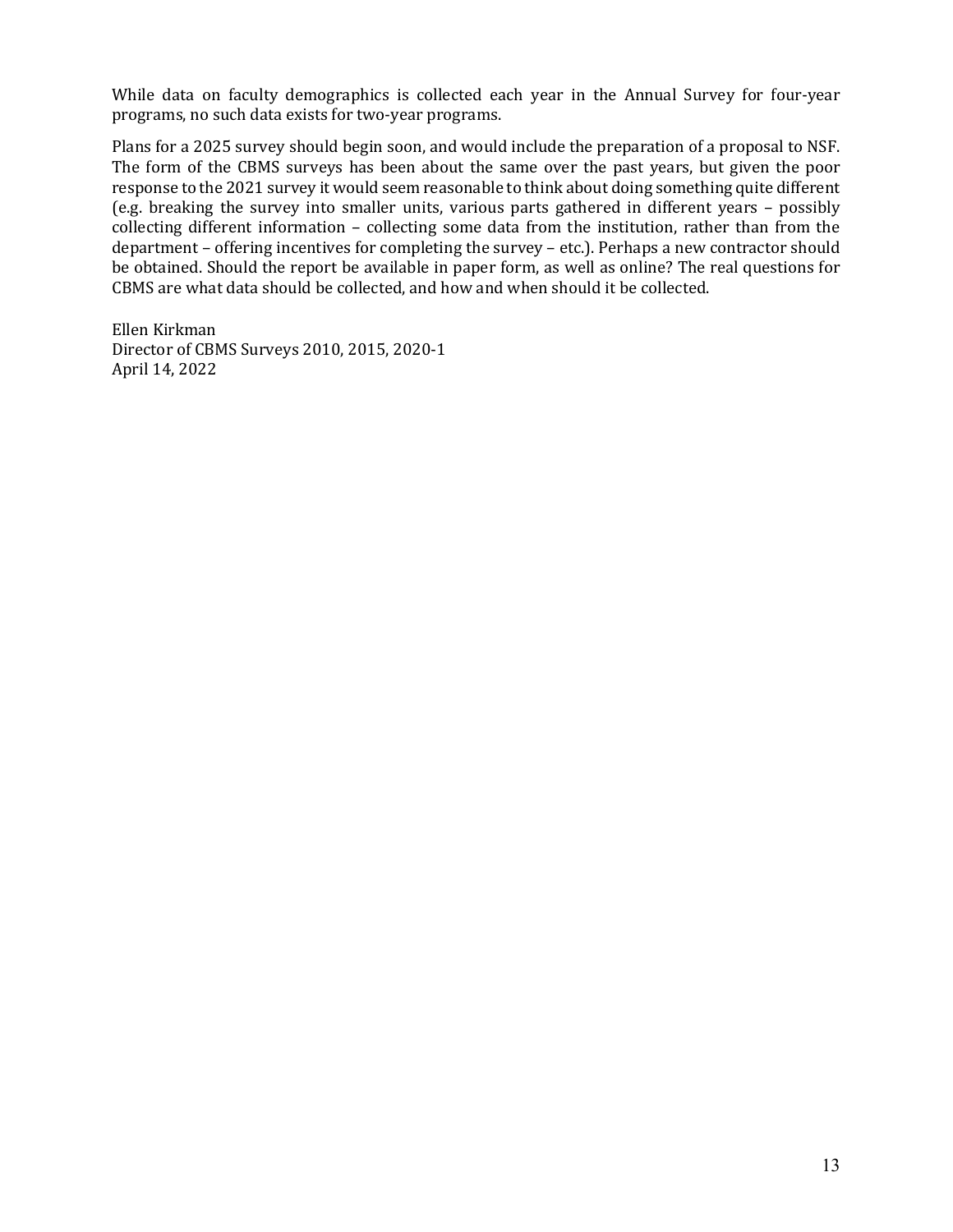While data on faculty demographics is collected each year in the Annual Survey for four-year programs, no such data exists for two-year programs.

Plans for a 2025 survey should begin soon, and would include the preparation of a proposal to NSF. The form of the CBMS surveys has been about the same over the past years, but given the poor response to the 2021 survey it would seem reasonable to think about doing something quite different (e.g. breaking the survey into smaller units, various parts gathered in different years – possibly collecting different information – collecting some data from the institution, rather than from the department – offering incentives for completing the survey – etc.). Perhaps a new contractor should be obtained. Should the report be available in paper form, as well as online? The real questions for CBMS are what data should be collected, and how and when should it be collected.

Ellen Kirkman  
Director of CBMS Surveys 2010, 2015, 2020-1  
April 14, 2022